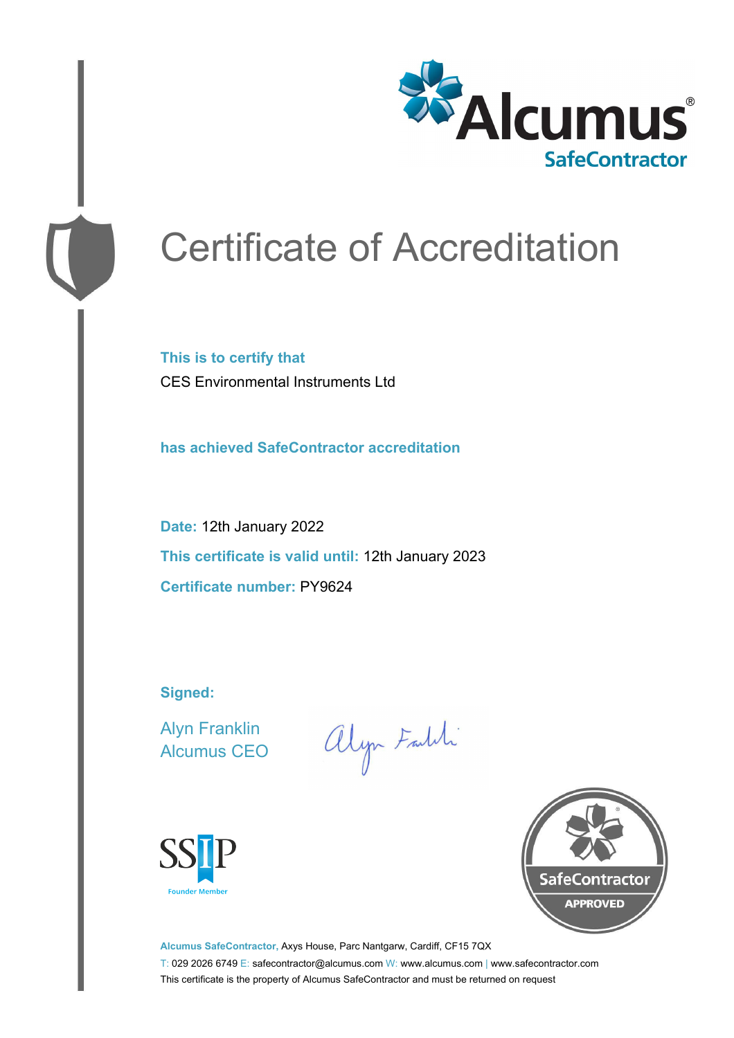Alcumus®
SafeContractor

# Certificate of Accreditation

**This is to certify that**

CES Environmental Instruments Ltd

**has achieved SafeContractor accreditation**

**Date:** 12th January 2022

**This certificate is valid until:** 12th January 2023

**Certificate number:** PY9624

**Signed:**

Alyn Franklin
Alcumus CEO

SSIP
Founder Member

SafeContractor
APPROVED

**Alcumus SafeContractor,** Axys House, Parc Nantgarw, Cardiff, CF15 7QX

T: 029 2026 6749 E: safecontractor@alcumus.com W: www.alcumus.com | www.safecontractor.com

This certificate is the property of Alcumus SafeContractor and must be returned on request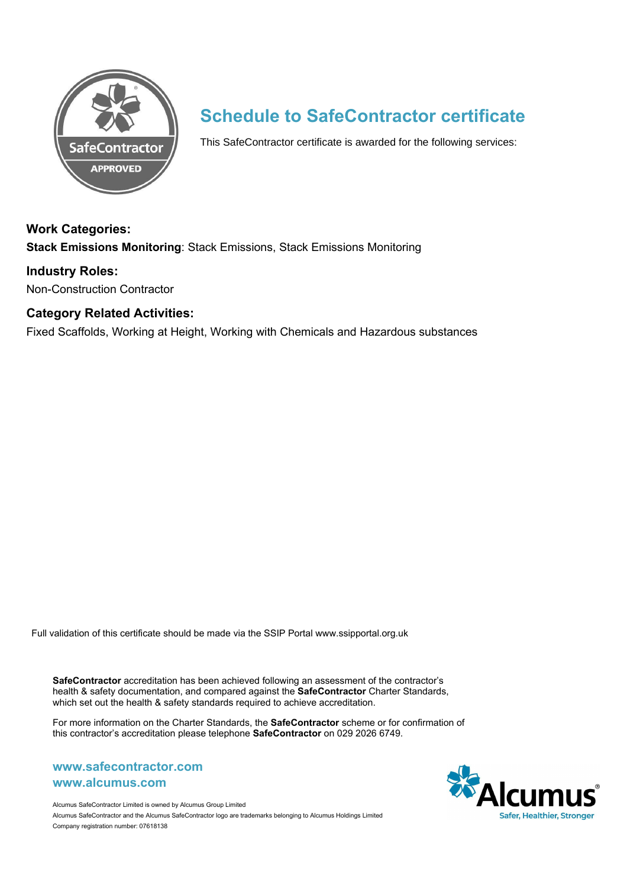# Schedule to SafeContractor certificate

This SafeContractor certificate is awarded for the following services:

### Work Categories:

**Stack Emissions Monitoring**: Stack Emissions, Stack Emissions Monitoring

### Industry Roles:

Non-Construction Contractor

### Category Related Activities:

Fixed Scaffolds, Working at Height, Working with Chemicals and Hazardous substances

Full validation of this certificate should be made via the SSIP Portal www.ssipportal.org.uk

**SafeContractor** accreditation has been achieved following an assessment of the contractor's health & safety documentation, and compared against the **SafeContractor** Charter Standards, which set out the health & safety standards required to achieve accreditation.

For more information on the Charter Standards, the **SafeContractor** scheme or for confirmation of this contractor's accreditation please telephone **SafeContractor** on 029 2026 6749.

**www.safecontractor.com**
**www.alcumus.com**

Alcumus SafeContractor Limited is owned by Alcumus Group Limited
Alcumus SafeContractor and the Alcumus SafeContractor logo are trademarks belonging to Alcumus Holdings Limited
Company registration number: 07618138

Alcumus
Safer, Healthier, Stronger